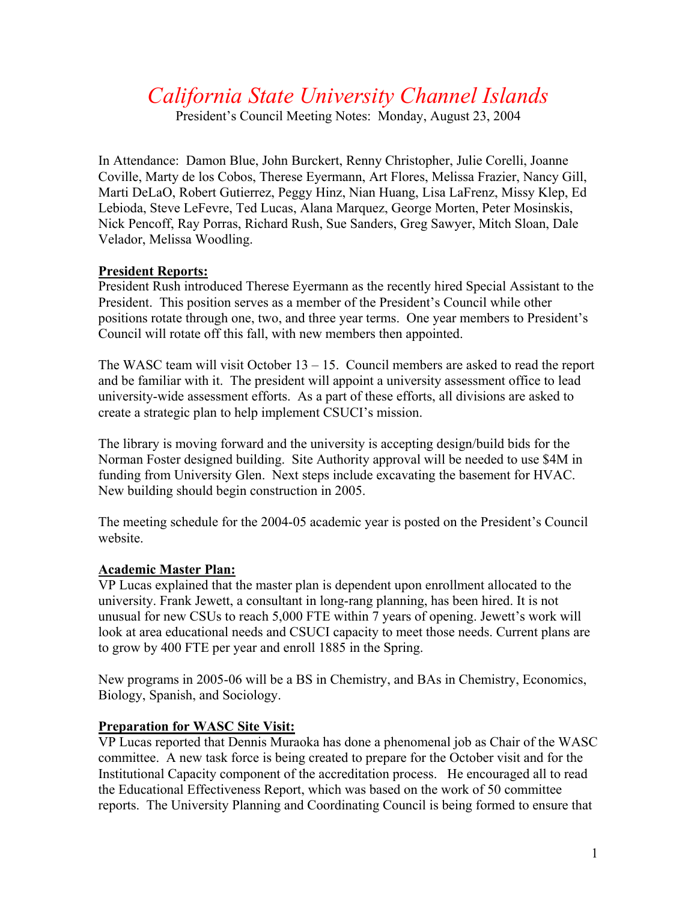# *California State University Channel Islands*

President's Council Meeting Notes: Monday, August 23, 2004

In Attendance: Damon Blue, John Burckert, Renny Christopher, Julie Corelli, Joanne Coville, Marty de los Cobos, Therese Eyermann, Art Flores, Melissa Frazier, Nancy Gill, Marti DeLaO, Robert Gutierrez, Peggy Hinz, Nian Huang, Lisa LaFrenz, Missy Klep, Ed Lebioda, Steve LeFevre, Ted Lucas, Alana Marquez, George Morten, Peter Mosinskis, Nick Pencoff, Ray Porras, Richard Rush, Sue Sanders, Greg Sawyer, Mitch Sloan, Dale Velador, Melissa Woodling.

**President Reports:**

President Rush introduced Therese Eyermann as the recently hired Special Assistant to the President. This position serves as a member of the President's Council while other positions rotate through one, two, and three year terms. One year members to President's Council will rotate off this fall, with new members then appointed.

The WASC team will visit October 13 – 15. Council members are asked to read the report and be familiar with it. The president will appoint a university assessment office to lead university-wide assessment efforts. As a part of these efforts, all divisions are asked to create a strategic plan to help implement CSUCI's mission.

The library is moving forward and the university is accepting design/build bids for the Norman Foster designed building. Site Authority approval will be needed to use $4M in funding from University Glen. Next steps include excavating the basement for HVAC. New building should begin construction in 2005.

The meeting schedule for the 2004-05 academic year is posted on the President's Council website.

**Academic Master Plan:**

VP Lucas explained that the master plan is dependent upon enrollment allocated to the university. Frank Jewett, a consultant in long-rang planning, has been hired. It is not unusual for new CSUs to reach 5,000 FTE within 7 years of opening. Jewett's work will look at area educational needs and CSUCI capacity to meet those needs. Current plans are to grow by 400 FTE per year and enroll 1885 in the Spring.

New programs in 2005-06 will be a BS in Chemistry, and BAs in Chemistry, Economics, Biology, Spanish, and Sociology.

**Preparation for WASC Site Visit:**

VP Lucas reported that Dennis Muraoka has done a phenomenal job as Chair of the WASC committee. A new task force is being created to prepare for the October visit and for the Institutional Capacity component of the accreditation process. He encouraged all to read the Educational Effectiveness Report, which was based on the work of 50 committee reports. The University Planning and Coordinating Council is being formed to ensure that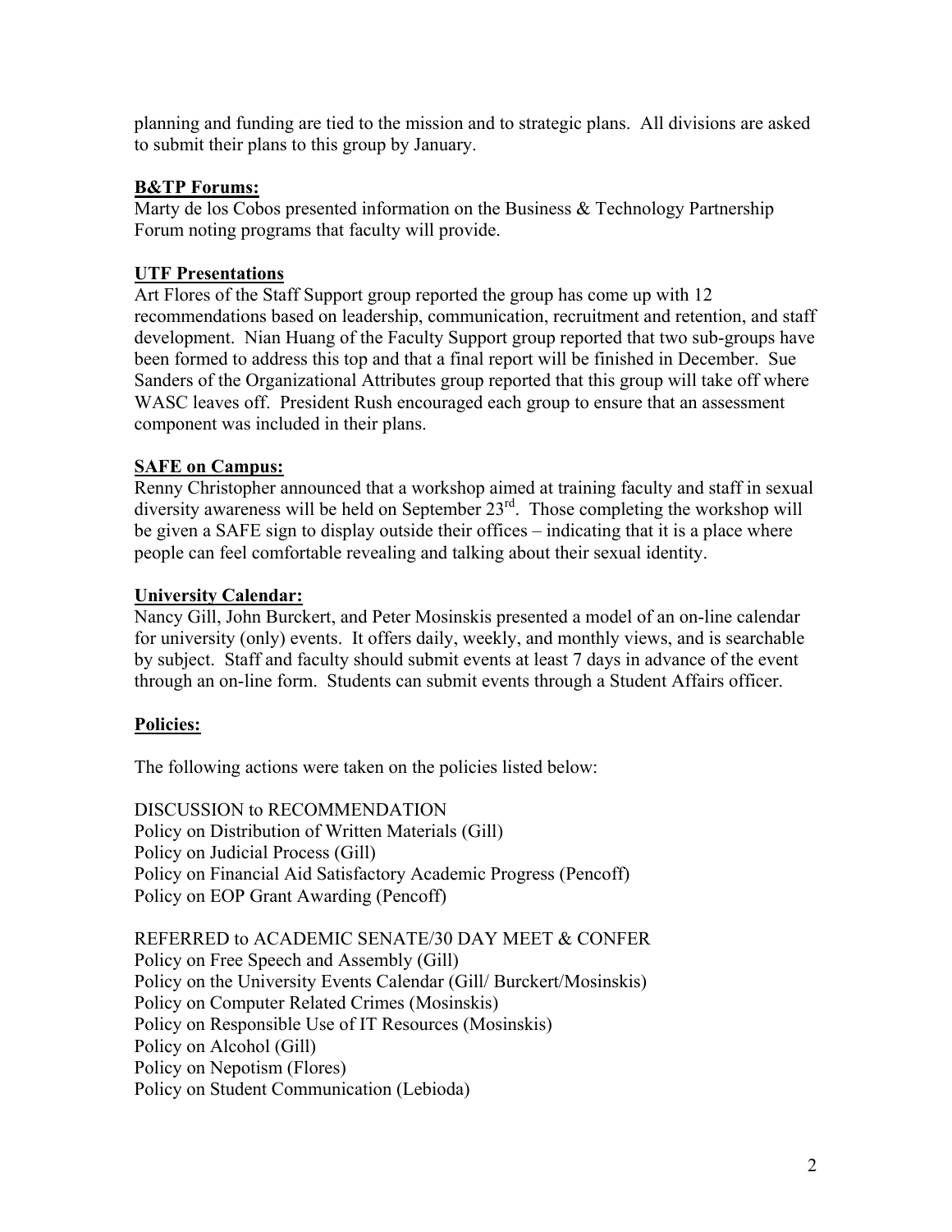planning and funding are tied to the mission and to strategic plans. All divisions are asked to submit their plans to this group by January.

**B&TP Forums:**

Marty de los Cobos presented information on the Business & Technology Partnership Forum noting programs that faculty will provide.

**UTF Presentations**

Art Flores of the Staff Support group reported the group has come up with 12 recommendations based on leadership, communication, recruitment and retention, and staff development. Nian Huang of the Faculty Support group reported that two sub-groups have been formed to address this top and that a final report will be finished in December. Sue Sanders of the Organizational Attributes group reported that this group will take off where WASC leaves off. President Rush encouraged each group to ensure that an assessment component was included in their plans.

**SAFE on Campus:**

Renny Christopher announced that a workshop aimed at training faculty and staff in sexual diversity awareness will be held on September 23rd. Those completing the workshop will be given a SAFE sign to display outside their offices – indicating that it is a place where people can feel comfortable revealing and talking about their sexual identity.

**University Calendar:**

Nancy Gill, John Burckert, and Peter Mosinskis presented a model of an on-line calendar for university (only) events. It offers daily, weekly, and monthly views, and is searchable by subject. Staff and faculty should submit events at least 7 days in advance of the event through an on-line form. Students can submit events through a Student Affairs officer.

**Policies:**

The following actions were taken on the policies listed below:

DISCUSSION to RECOMMENDATION
Policy on Distribution of Written Materials (Gill)
Policy on Judicial Process (Gill)
Policy on Financial Aid Satisfactory Academic Progress (Pencoff)
Policy on EOP Grant Awarding (Pencoff)

REFERRED to ACADEMIC SENATE/30 DAY MEET & CONFER
Policy on Free Speech and Assembly (Gill)
Policy on the University Events Calendar (Gill/ Burckert/Mosinskis)
Policy on Computer Related Crimes (Mosinskis)
Policy on Responsible Use of IT Resources (Mosinskis)
Policy on Alcohol (Gill)
Policy on Nepotism (Flores)
Policy on Student Communication (Lebioda)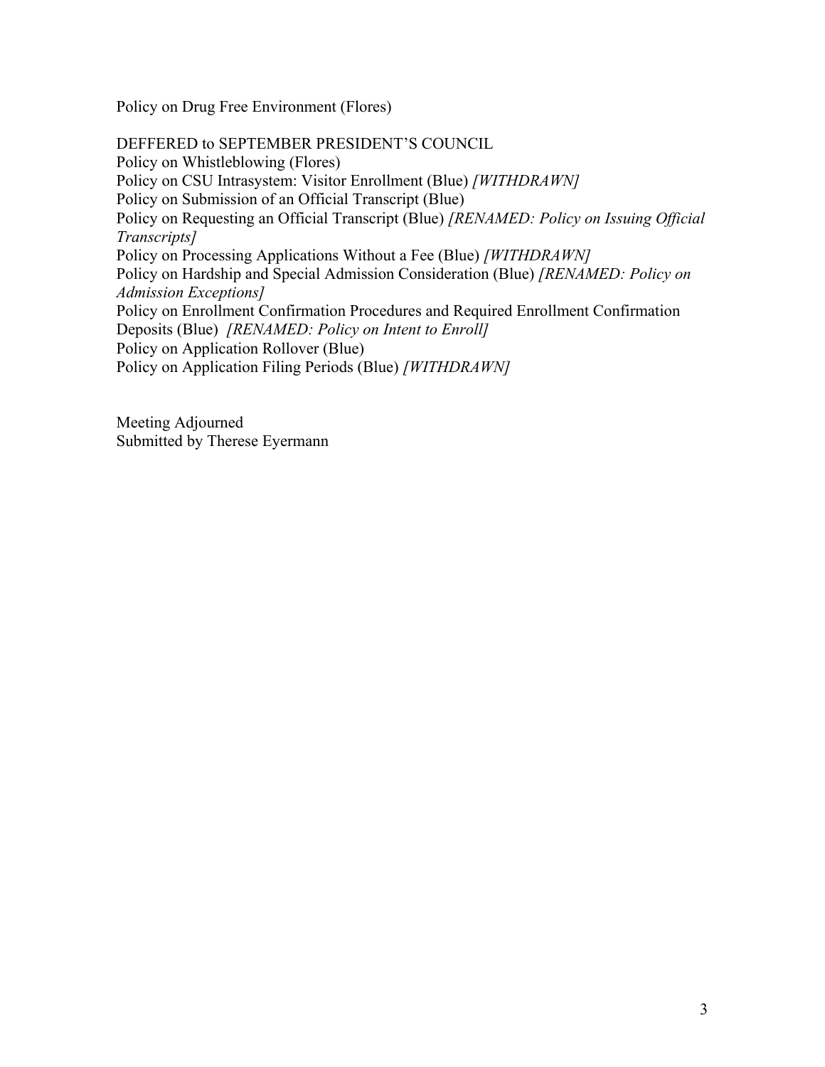Policy on Drug Free Environment (Flores)

DEFFERED to SEPTEMBER PRESIDENT'S COUNCIL
Policy on Whistleblowing (Flores)
Policy on CSU Intrasystem: Visitor Enrollment (Blue) *[WITHDRAWN]*
Policy on Submission of an Official Transcript (Blue)
Policy on Requesting an Official Transcript (Blue) *[RENAMED: Policy on Issuing Official Transcripts]*
Policy on Processing Applications Without a Fee (Blue) *[WITHDRAWN]*
Policy on Hardship and Special Admission Consideration (Blue) *[RENAMED: Policy on Admission Exceptions]*
Policy on Enrollment Confirmation Procedures and Required Enrollment Confirmation Deposits (Blue) *[RENAMED: Policy on Intent to Enroll]*
Policy on Application Rollover (Blue)
Policy on Application Filing Periods (Blue) *[WITHDRAWN]*

Meeting Adjourned
Submitted by Therese Eyermann